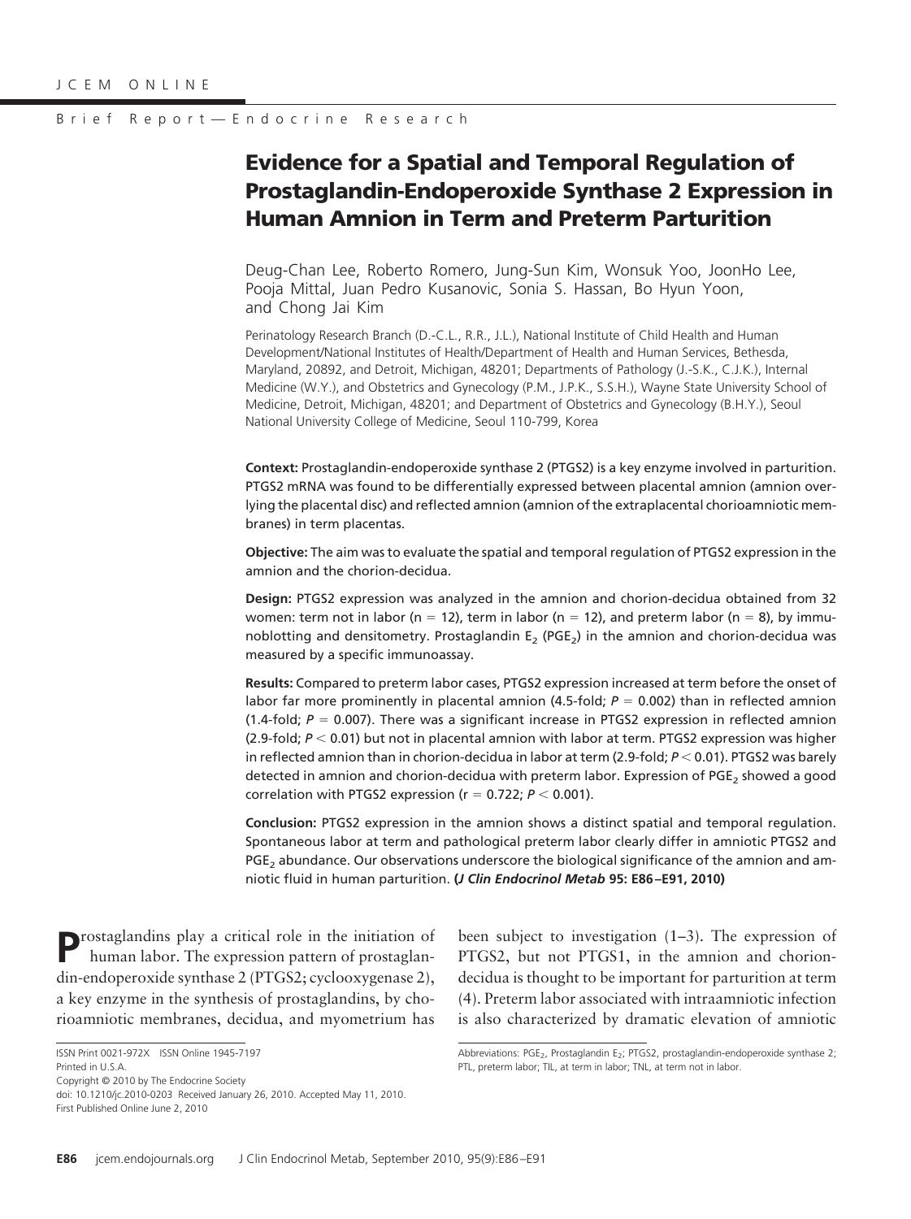Brief Report—Endocrine Research

# Evidence for a Spatial and Temporal Regulation of Prostaglandin-Endoperoxide Synthase 2 Expression in Human Amnion in Term and Preterm Parturition

Deug-Chan Lee, Roberto Romero, Jung-Sun Kim, Wonsuk Yoo, JoonHo Lee, Pooja Mittal, Juan Pedro Kusanovic, Sonia S. Hassan, Bo Hyun Yoon, and Chong Jai Kim

Perinatology Research Branch (D.-C.L., R.R., J.L.), National Institute of Child Health and Human Development/National Institutes of Health/Department of Health and Human Services, Bethesda, Maryland, 20892, and Detroit, Michigan, 48201; Departments of Pathology (J.-S.K., C.J.K.), Internal Medicine (W.Y.), and Obstetrics and Gynecology (P.M., J.P.K., S.S.H.), Wayne State University School of Medicine, Detroit, Michigan, 48201; and Department of Obstetrics and Gynecology (B.H.Y.), Seoul National University College of Medicine, Seoul 110-799, Korea

**Context:** Prostaglandin-endoperoxide synthase 2 (PTGS2) is a key enzyme involved in parturition. PTGS2 mRNA was found to be differentially expressed between placental amnion (amnion overlying the placental disc) and reflected amnion (amnion of the extraplacental chorioamniotic membranes) in term placentas.

**Objective:** The aim was to evaluate the spatial and temporal regulation of PTGS2 expression in the amnion and the chorion-decidua.

**Design:** PTGS2 expression was analyzed in the amnion and chorion-decidua obtained from 32 women: term not in labor (n = 12), term in labor (n = 12), and preterm labor (n = 8), by immunoblotting and densitometry. Prostaglandin $E_2$ ($PGE_2$) in the amnion and chorion-decidua was measured by a specific immunoassay.

**Results:** Compared to preterm labor cases, PTGS2 expression increased at term before the onset of labor far more prominently in placental amnion (4.5-fold; $P = 0.002$) than in reflected amnion (1.4-fold; $P = 0.007$). There was a significant increase in PTGS2 expression in reflected amnion (2.9-fold; $P < 0.01$) but not in placental amnion with labor at term. PTGS2 expression was higher in reflected amnion than in chorion-decidua in labor at term (2.9-fold; $P < 0.01$). PTGS2 was barely detected in amnion and chorion-decidua with preterm labor. Expression of $PGE_2$ showed a good correlation with PTGS2 expression ($r = 0.722$; $P < 0.001$).

**Conclusion:** PTGS2 expression in the amnion shows a distinct spatial and temporal regulation. Spontaneous labor at term and pathological preterm labor clearly differ in amniotic PTGS2 and $PGE_2$ abundance. Our observations underscore the biological significance of the amnion and amniotic fluid in human parturition. **(*J Clin Endocrinol Metab* 95: E86–E91, 2010)**

Prostaglandins play a critical role in the initiation of human labor. The expression pattern of prostaglandin-endoperoxide synthase 2 (PTGS2; cyclooxygenase 2), a key enzyme in the synthesis of prostaglandins, by chorioamniotic membranes, decidua, and myometrium has been subject to investigation (1–3). The expression of PTGS2, but not PTGS1, in the amnion and chorion-decidua is thought to be important for parturition at term (4). Preterm labor associated with intraamniotic infection is also characterized by dramatic elevation of amniotic

ISSN Print 0021-972X ISSN Online 1945-7197
Printed in U.S.A.
Copyright © 2010 by The Endocrine Society
doi: 10.1210/jc.2010-0203 Received January 26, 2010. Accepted May 11, 2010.
First Published Online June 2, 2010

Abbreviations: $PGE_2$, Prostaglandin $E_2$; PTGS2, prostaglandin-endoperoxide synthase 2; PTL, preterm labor; TIL, at term in labor; TNL, at term not in labor.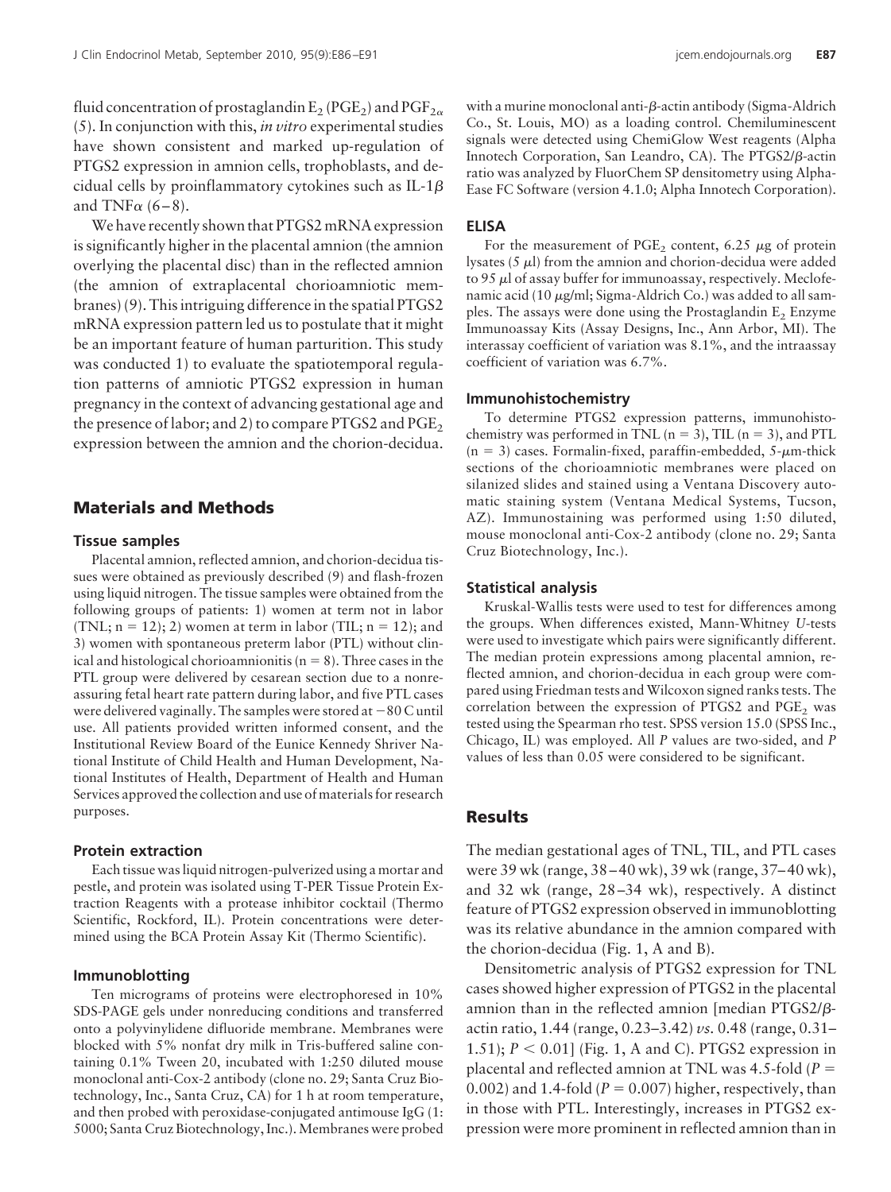fluid concentration of prostaglandin $E_2$ ($PGE_2$) and $PGF_{2\alpha}$ (5). In conjunction with this, *in vitro* experimental studies have shown consistent and marked up-regulation of PTGS2 expression in amnion cells, trophoblasts, and decidual cells by proinflammatory cytokines such as IL-1$\beta$ and TNF$\alpha$ (6–8).

We have recently shown that PTGS2 mRNA expression is significantly higher in the placental amnion (the amnion overlying the placental disc) than in the reflected amnion (the amnion of extraplacental chorioamniotic membranes) (9). This intriguing difference in the spatial PTGS2 mRNA expression pattern led us to postulate that it might be an important feature of human parturition. This study was conducted 1) to evaluate the spatiotemporal regulation patterns of amniotic PTGS2 expression in human pregnancy in the context of advancing gestational age and the presence of labor; and 2) to compare PTGS2 and $PGE_2$ expression between the amnion and the chorion-decidua.

## Materials and Methods

### Tissue samples

Placental amnion, reflected amnion, and chorion-decidua tissues were obtained as previously described (9) and flash-frozen using liquid nitrogen. The tissue samples were obtained from the following groups of patients: 1) women at term not in labor (TNL; n = 12); 2) women at term in labor (TIL; n = 12); and 3) women with spontaneous preterm labor (PTL) without clinical and histological chorioamnionitis (n = 8). Three cases in the PTL group were delivered by cesarean section due to a nonreassuring fetal heart rate pattern during labor, and five PTL cases were delivered vaginally. The samples were stored at −80 C until use. All patients provided written informed consent, and the Institutional Review Board of the Eunice Kennedy Shriver National Institute of Child Health and Human Development, National Institutes of Health, Department of Health and Human Services approved the collection and use of materials for research purposes.

### Protein extraction

Each tissue was liquid nitrogen-pulverized using a mortar and pestle, and protein was isolated using T-PER Tissue Protein Extraction Reagents with a protease inhibitor cocktail (Thermo Scientific, Rockford, IL). Protein concentrations were determined using the BCA Protein Assay Kit (Thermo Scientific).

### Immunoblotting

Ten micrograms of proteins were electrophoresed in 10% SDS-PAGE gels under nonreducing conditions and transferred onto a polyvinylidene difluoride membrane. Membranes were blocked with 5% nonfat dry milk in Tris-buffered saline containing 0.1% Tween 20, incubated with 1:250 diluted mouse monoclonal anti-Cox-2 antibody (clone no. 29; Santa Cruz Biotechnology, Inc., Santa Cruz, CA) for 1 h at room temperature, and then probed with peroxidase-conjugated antimouse IgG (1:5000; Santa Cruz Biotechnology, Inc.). Membranes were probed with a murine monoclonal anti-$\beta$-actin antibody (Sigma-Aldrich Co., St. Louis, MO) as a loading control. Chemiluminescent signals were detected using ChemiGlow West reagents (Alpha Innotech Corporation, San Leandro, CA). The PTGS2/$\beta$-actin ratio was analyzed by FluorChem SP densitometry using AlphaEase FC Software (version 4.1.0; Alpha Innotech Corporation).

### ELISA

For the measurement of $PGE_2$ content, 6.25 $\mu$g of protein lysates (5 $\mu$l) from the amnion and chorion-decidua were added to 95 $\mu$l of assay buffer for immunoassay, respectively. Meclofenamic acid (10 $\mu$g/ml; Sigma-Aldrich Co.) was added to all samples. The assays were done using the Prostaglandin $E_2$ Enzyme Immunoassay Kits (Assay Designs, Inc., Ann Arbor, MI). The interassay coefficient of variation was 8.1%, and the intraassay coefficient of variation was 6.7%.

### Immunohistochemistry

To determine PTGS2 expression patterns, immunohistochemistry was performed in TNL (n = 3), TIL (n = 3), and PTL (n = 3) cases. Formalin-fixed, paraffin-embedded, 5-$\mu$m-thick sections of the chorioamniotic membranes were placed on silanized slides and stained using a Ventana Discovery automatic staining system (Ventana Medical Systems, Tucson, AZ). Immunostaining was performed using 1:50 diluted, mouse monoclonal anti-Cox-2 antibody (clone no. 29; Santa Cruz Biotechnology, Inc.).

### Statistical analysis

Kruskal-Wallis tests were used to test for differences among the groups. When differences existed, Mann-Whitney *U*-tests were used to investigate which pairs were significantly different. The median protein expressions among placental amnion, reflected amnion, and chorion-decidua in each group were compared using Friedman tests and Wilcoxon signed ranks tests. The correlation between the expression of PTGS2 and $PGE_2$ was tested using the Spearman rho test. SPSS version 15.0 (SPSS Inc., Chicago, IL) was employed. All *P* values are two-sided, and *P* values of less than 0.05 were considered to be significant.

## Results

The median gestational ages of TNL, TIL, and PTL cases were 39 wk (range, 38–40 wk), 39 wk (range, 37–40 wk), and 32 wk (range, 28–34 wk), respectively. A distinct feature of PTGS2 expression observed in immunoblotting was its relative abundance in the amnion compared with the chorion-decidua (Fig. 1, A and B).

Densitometric analysis of PTGS2 expression for TNL cases showed higher expression of PTGS2 in the placental amnion than in the reflected amnion [median PTGS2/$\beta$-actin ratio, 1.44 (range, 0.23–3.42) *vs.* 0.48 (range, 0.31–1.51); $P < 0.01$] (Fig. 1, A and C). PTGS2 expression in placental and reflected amnion at TNL was 4.5-fold ($P = 0.002$) and 1.4-fold ($P = 0.007$) higher, respectively, than in those with PTL. Interestingly, increases in PTGS2 expression were more prominent in reflected amnion than in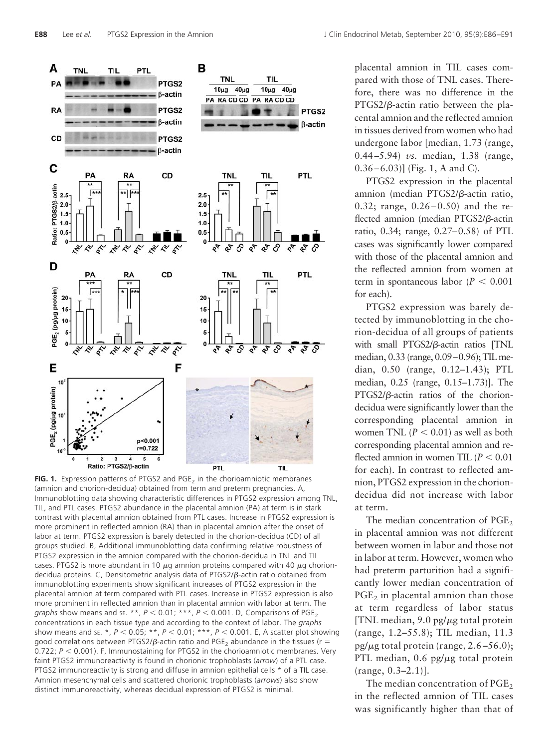**FIG. 1.** Expression patterns of PTGS2 and $PGE_2$ in the chorioamniotic membranes (amnion and chorion-decidua) obtained from term and preterm pregnancies. A, Immunoblotting data showing characteristic differences in PTGS2 expression among TNL, TIL, and PTL cases. PTGS2 abundance in the placental amnion (PA) at term is in stark contrast with placental amnion obtained from PTL cases. Increase in PTGS2 expression is more prominent in reflected amnion (RA) than in placental amnion after the onset of labor at term. PTGS2 expression is barely detected in the chorion-decidua (CD) of all groups studied. B, Additional immunoblotting data confirming relative robustness of PTGS2 expression in the amnion compared with the chorion-decidua in TNL and TIL cases. PTGS2 is more abundant in 10 μg amnion proteins compared with 40 μg chorion-decidua proteins. C, Densitometric analysis data of PTGS2/β-actin ratio obtained from immunoblotting experiments show significant increases of PTGS2 expression in the placental amnion at term compared with PTL cases. Increase in PTGS2 expression is also more prominent in reflected amnion than in placental amnion with labor at term. The *graphs* show means and SE. **, $P < 0.01$; ***, $P < 0.001$. D, Comparisons of $PGE_2$ concentrations in each tissue type and according to the context of labor. The *graphs* show means and SE. *, $P < 0.05$; **, $P < 0.01$; ***, $P < 0.001$. E, A scatter plot showing good correlations between PTGS2/β-actin ratio and $PGE_2$ abundance in the tissues ($r = 0.722$; $P < 0.001$). F, Immunostaining for PTGS2 in the chorioamniotic membranes. Very faint PTGS2 immunoreactivity is found in chorionic trophoblasts (*arrow*) of a PTL case. PTGS2 immunoreactivity is strong and diffuse in amnion epithelial cells * of a TIL case. Amnion mesenchymal cells and scattered chorionic trophoblasts (*arrows*) also show distinct immunoreactivity, whereas decidual expression of PTGS2 is minimal.

placental amnion in TIL cases compared with those of TNL cases. Therefore, there was no difference in the PTGS2/β-actin ratio between the placental amnion and the reflected amnion in tissues derived from women who had undergone labor [median, 1.73 (range, 0.44–5.94) *vs.* median, 1.38 (range, 0.36–6.03)] (Fig. 1, A and C).

PTGS2 expression in the placental amnion (median PTGS2/β-actin ratio, 0.32; range, 0.26–0.50) and the reflected amnion (median PTGS2/β-actin ratio, 0.34; range, 0.27–0.58) of PTL cases was significantly lower compared with those of the placental amnion and the reflected amnion from women at term in spontaneous labor ($P < 0.001$ for each).

PTGS2 expression was barely detected by immunoblotting in the chorion-decidua of all groups of patients with small PTGS2/β-actin ratios [TNL median, 0.33 (range, 0.09–0.96); TIL median, 0.50 (range, 0.12–1.43); PTL median, 0.25 (range, 0.15–1.73)]. The PTGS2/β-actin ratios of the chorion-decidua were significantly lower than the corresponding placental amnion in women TNL ($P < 0.01$) as well as both corresponding placental amnion and reflected amnion in women TIL ($P < 0.01$ for each). In contrast to reflected amnion, PTGS2 expression in the chorion-decidua did not increase with labor at term.

The median concentration of $PGE_2$ in placental amnion was not different between women in labor and those not in labor at term. However, women who had preterm parturition had a significantly lower median concentration of $PGE_2$ in placental amnion than those at term regardless of labor status [TNL median, 9.0 pg/μg total protein (range, 1.2–55.8); TIL median, 11.3 pg/μg total protein (range, 2.6–56.0); PTL median, 0.6 pg/μg total protein (range, 0.3–2.1)].

The median concentration of $PGE_2$ in the reflected amnion of TIL cases was significantly higher than that of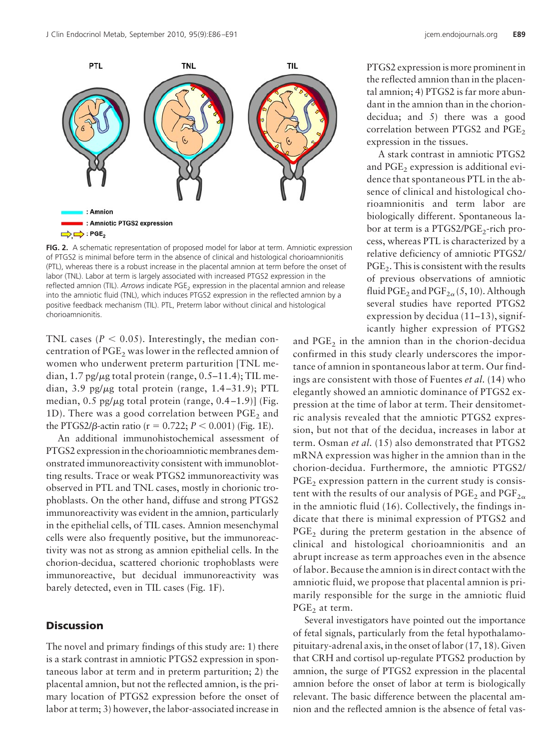PTL TNL TIL

: Amnion
: Amniotic PTGS2 expression
: $PGE_2$

**FIG. 2.** A schematic representation of proposed model for labor at term. Amniotic expression of PTGS2 is minimal before term in the absence of clinical and histological chorioamnionitis (PTL), whereas there is a robust increase in the placental amnion at term before the onset of labor (TNL). Labor at term is largely associated with increased PTGS2 expression in the reflected amnion (TIL). *Arrows* indicate $PGE_2$ expression in the placental amnion and release into the amniotic fluid (TNL), which induces PTGS2 expression in the reflected amnion by a positive feedback mechanism (TIL). PTL, Preterm labor without clinical and histological chorioamnionitis.

TNL cases ($P < 0.05$). Interestingly, the median concentration of $PGE_2$ was lower in the reflected amnion of women who underwent preterm parturition [TNL median, 1.7 pg/$\mu$g total protein (range, 0.5–11.4); TIL median, 3.9 pg/$\mu$g total protein (range, 1.4–31.9); PTL median, 0.5 pg/$\mu$g total protein (range, 0.4–1.9)] (Fig. 1D). There was a good correlation between $PGE_2$ and the PTGS2/$\beta$-actin ratio ($r = 0.722$; $P < 0.001$) (Fig. 1E).

An additional immunohistochemical assessment of PTGS2 expression in the chorioamniotic membranes demonstrated immunoreactivity consistent with immunoblotting results. Trace or weak PTGS2 immunoreactivity was observed in PTL and TNL cases, mostly in chorionic trophoblasts. On the other hand, diffuse and strong PTGS2 immunoreactivity was evident in the amnion, particularly in the epithelial cells, of TIL cases. Amnion mesenchymal cells were also frequently positive, but the immunoreactivity was not as strong as amnion epithelial cells. In the chorion-decidua, scattered chorionic trophoblasts were immunoreactive, but decidual immunoreactivity was barely detected, even in TIL cases (Fig. 1F).

## Discussion

The novel and primary findings of this study are: 1) there is a stark contrast in amniotic PTGS2 expression in spontaneous labor at term and in preterm parturition; 2) the placental amnion, but not the reflected amnion, is the primary location of PTGS2 expression before the onset of labor at term; 3) however, the labor-associated increase in PTGS2 expression is more prominent in the reflected amnion than in the placental amnion; 4) PTGS2 is far more abundant in the amnion than in the chorion-decidua; and 5) there was a good correlation between PTGS2 and $PGE_2$ expression in the tissues.

A stark contrast in amniotic PTGS2 and $PGE_2$ expression is additional evidence that spontaneous PTL in the absence of clinical and histological chorioamnionitis and term labor are biologically different. Spontaneous labor at term is a PTGS2/$PGE_2$-rich process, whereas PTL is characterized by a relative deficiency of amniotic PTGS2/$PGE_2$. This is consistent with the results of previous observations of amniotic fluid $PGE_2$ and $PGF_{2\alpha}$ (5, 10). Although several studies have reported PTGS2 expression by decidua (11–13), significantly higher expression of PTGS2 and $PGE_2$ in the amnion than in the chorion-decidua confirmed in this study clearly underscores the importance of amnion in spontaneous labor at term. Our findings are consistent with those of Fuentes *et al.* (14) who elegantly showed an amniotic dominance of PTGS2 expression at the time of labor at term. Their densitometric analysis revealed that the amniotic PTGS2 expression, but not that of the decidua, increases in labor at term. Osman *et al.* (15) also demonstrated that PTGS2 mRNA expression was higher in the amnion than in the chorion-decidua. Furthermore, the amniotic PTGS2/$PGE_2$ expression pattern in the current study is consistent with the results of our analysis of $PGE_2$ and $PGF_{2\alpha}$ in the amniotic fluid (16). Collectively, the findings indicate that there is minimal expression of PTGS2 and $PGE_2$ during the preterm gestation in the absence of clinical and histological chorioamnionitis and an abrupt increase as term approaches even in the absence of labor. Because the amnion is in direct contact with the amniotic fluid, we propose that placental amnion is primarily responsible for the surge in the amniotic fluid $PGE_2$ at term.

Several investigators have pointed out the importance of fetal signals, particularly from the fetal hypothalamo-pituitary-adrenal axis, in the onset of labor (17, 18). Given that CRH and cortisol up-regulate PTGS2 production by amnion, the surge of PTGS2 expression in the placental amnion before the onset of labor at term is biologically relevant. The basic difference between the placental amnion and the reflected amnion is the absence of fetal vas-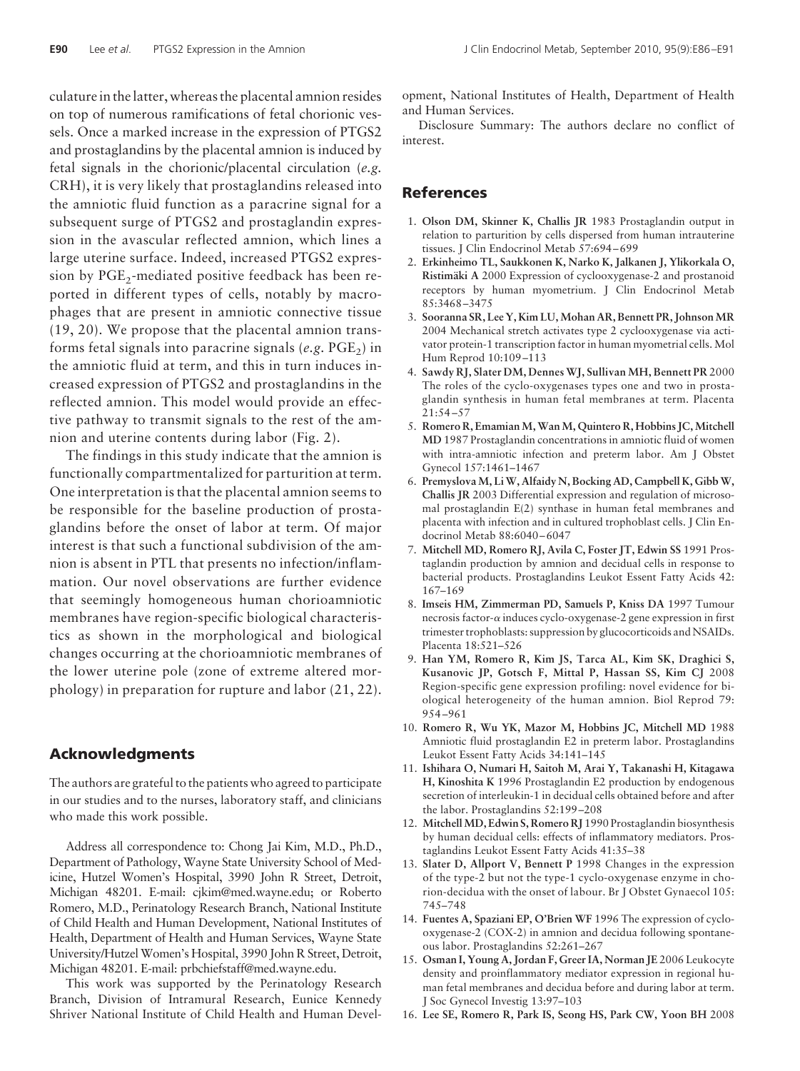culature in the latter, whereas the placental amnion resides on top of numerous ramifications of fetal chorionic vessels. Once a marked increase in the expression of PTGS2 and prostaglandins by the placental amnion is induced by fetal signals in the chorionic/placental circulation (*e.g.* CRH), it is very likely that prostaglandins released into the amniotic fluid function as a paracrine signal for a subsequent surge of PTGS2 and prostaglandin expression in the avascular reflected amnion, which lines a large uterine surface. Indeed, increased PTGS2 expression by $PGE_2$-mediated positive feedback has been reported in different types of cells, notably by macrophages that are present in amniotic connective tissue (19, 20). We propose that the placental amnion transforms fetal signals into paracrine signals (*e.g.* $PGE_2$) in the amniotic fluid at term, and this in turn induces increased expression of PTGS2 and prostaglandins in the reflected amnion. This model would provide an effective pathway to transmit signals to the rest of the amnion and uterine contents during labor (Fig. 2).

The findings in this study indicate that the amnion is functionally compartmentalized for parturition at term. One interpretation is that the placental amnion seems to be responsible for the baseline production of prostaglandins before the onset of labor at term. Of major interest is that such a functional subdivision of the amnion is absent in PTL that presents no infection/inflammation. Our novel observations are further evidence that seemingly homogeneous human chorioamniotic membranes have region-specific biological characteristics as shown in the morphological and biological changes occurring at the chorioamniotic membranes of the lower uterine pole (zone of extreme altered morphology) in preparation for rupture and labor (21, 22).

## Acknowledgments

The authors are grateful to the patients who agreed to participate in our studies and to the nurses, laboratory staff, and clinicians who made this work possible.

Address all correspondence to: Chong Jai Kim, M.D., Ph.D., Department of Pathology, Wayne State University School of Medicine, Hutzel Women's Hospital, 3990 John R Street, Detroit, Michigan 48201. E-mail: cjkim@med.wayne.edu; or Roberto Romero, M.D., Perinatology Research Branch, National Institute of Child Health and Human Development, National Institutes of Health, Department of Health and Human Services, Wayne State University/Hutzel Women's Hospital, 3990 John R Street, Detroit, Michigan 48201. E-mail: prbchiefstaff@med.wayne.edu.

This work was supported by the Perinatology Research Branch, Division of Intramural Research, Eunice Kennedy Shriver National Institute of Child Health and Human Development, National Institutes of Health, Department of Health and Human Services.

Disclosure Summary: The authors declare no conflict of interest.

## References

1. **Olson DM, Skinner K, Challis JR** 1983 Prostaglandin output in relation to parturition by cells dispersed from human intrauterine tissues. J Clin Endocrinol Metab 57:694–699
2. **Erkinheimo TL, Saukkonen K, Narko K, Jalkanen J, Ylikorkala O, Ristimäki A** 2000 Expression of cyclooxygenase-2 and prostanoid receptors by human myometrium. J Clin Endocrinol Metab 85:3468–3475
3. **Sooranna SR, Lee Y, Kim LU, Mohan AR, Bennett PR, Johnson MR** 2004 Mechanical stretch activates type 2 cyclooxygenase via activator protein-1 transcription factor in human myometrial cells. Mol Hum Reprod 10:109–113
4. **Sawdy RJ, Slater DM, Dennes WJ, Sullivan MH, Bennett PR** 2000 The roles of the cyclo-oxygenases types one and two in prostaglandin synthesis in human fetal membranes at term. Placenta 21:54–57
5. **Romero R, Emamian M, Wan M, Quintero R, Hobbins JC, Mitchell MD** 1987 Prostaglandin concentrations in amniotic fluid of women with intra-amniotic infection and preterm labor. Am J Obstet Gynecol 157:1461–1467
6. **Premyslova M, Li W, Alfaidy N, Bocking AD, Campbell K, Gibb W, Challis JR** 2003 Differential expression and regulation of microsomal prostaglandin E(2) synthase in human fetal membranes and placenta with infection and in cultured trophoblast cells. J Clin Endocrinol Metab 88:6040–6047
7. **Mitchell MD, Romero RJ, Avila C, Foster JT, Edwin SS** 1991 Prostaglandin production by amnion and decidual cells in response to bacterial products. Prostaglandins Leukot Essent Fatty Acids 42:167–169
8. **Imseis HM, Zimmerman PD, Samuels P, Kniss DA** 1997 Tumour necrosis factor-α induces cyclo-oxygenase-2 gene expression in first trimester trophoblasts: suppression by glucocorticoids and NSAIDs. Placenta 18:521–526
9. **Han YM, Romero R, Kim JS, Tarca AL, Kim SK, Draghici S, Kusanovic JP, Gotsch F, Mittal P, Hassan SS, Kim CJ** 2008 Region-specific gene expression profiling: novel evidence for biological heterogeneity of the human amnion. Biol Reprod 79:954–961
10. **Romero R, Wu YK, Mazor M, Hobbins JC, Mitchell MD** 1988 Amniotic fluid prostaglandin E2 in preterm labor. Prostaglandins Leukot Essent Fatty Acids 34:141–145
11. **Ishihara O, Numari H, Saitoh M, Arai Y, Takanashi H, Kitagawa H, Kinoshita K** 1996 Prostaglandin E2 production by endogenous secretion of interleukin-1 in decidual cells obtained before and after the labor. Prostaglandins 52:199–208
12. **Mitchell MD, Edwin S, Romero RJ** 1990 Prostaglandin biosynthesis by human decidual cells: effects of inflammatory mediators. Prostaglandins Leukot Essent Fatty Acids 41:35–38
13. **Slater D, Allport V, Bennett P** 1998 Changes in the expression of the type-2 but not the type-1 cyclo-oxygenase enzyme in chorion-decidua with the onset of labour. Br J Obstet Gynaecol 105:745–748
14. **Fuentes A, Spaziani EP, O'Brien WF** 1996 The expression of cyclooxygenase-2 (COX-2) in amnion and decidua following spontaneous labor. Prostaglandins 52:261–267
15. **Osman I, Young A, Jordan F, Greer IA, Norman JE** 2006 Leukocyte density and proinflammatory mediator expression in regional human fetal membranes and decidua before and during labor at term. J Soc Gynecol Investig 13:97–103
16. **Lee SE, Romero R, Park IS, Seong HS, Park CW, Yoon BH** 2008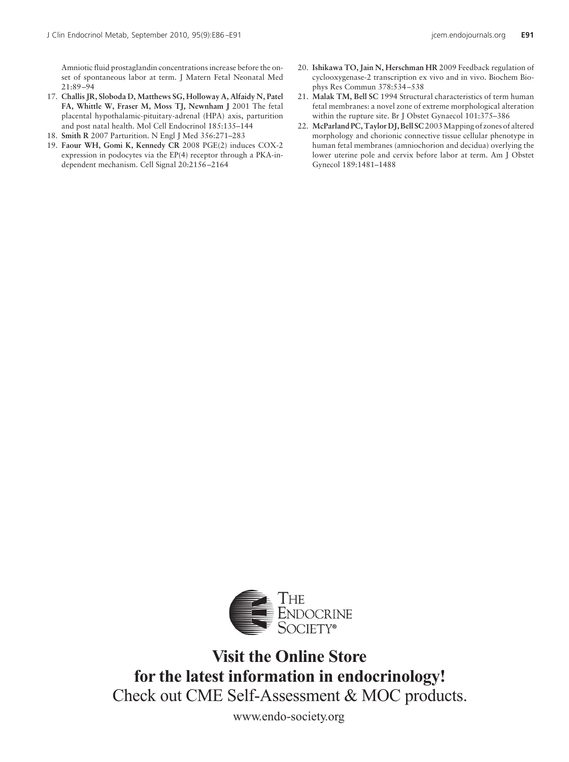Amniotic fluid prostaglandin concentrations increase before the onset of spontaneous labor at term. J Matern Fetal Neonatal Med 21:89–94

17. **Challis JR, Sloboda D, Matthews SG, Holloway A, Alfaidy N, Patel FA, Whittle W, Fraser M, Moss TJ, Newnham J** 2001 The fetal placental hypothalamic-pituitary-adrenal (HPA) axis, parturition and post natal health. Mol Cell Endocrinol 185:135–144
18. **Smith R** 2007 Parturition. N Engl J Med 356:271–283
19. **Faour WH, Gomi K, Kennedy CR** 2008 PGE(2) induces COX-2 expression in podocytes via the EP(4) receptor through a PKA-independent mechanism. Cell Signal 20:2156–2164
20. **Ishikawa TO, Jain N, Herschman HR** 2009 Feedback regulation of cyclooxygenase-2 transcription ex vivo and in vivo. Biochem Biophys Res Commun 378:534–538
21. **Malak TM, Bell SC** 1994 Structural characteristics of term human fetal membranes: a novel zone of extreme morphological alteration within the rupture site. Br J Obstet Gynaecol 101:375–386
22. **McParland PC, Taylor DJ, Bell SC** 2003 Mapping of zones of altered morphology and chorionic connective tissue cellular phenotype in human fetal membranes (amniochorion and decidua) overlying the lower uterine pole and cervix before labor at term. Am J Obstet Gynecol 189:1481–1488

THE ENDOCRINE SOCIETY®

**Visit the Online Store**
**for the latest information in endocrinology!**
Check out CME Self-Assessment & MOC products.

www.endo-society.org